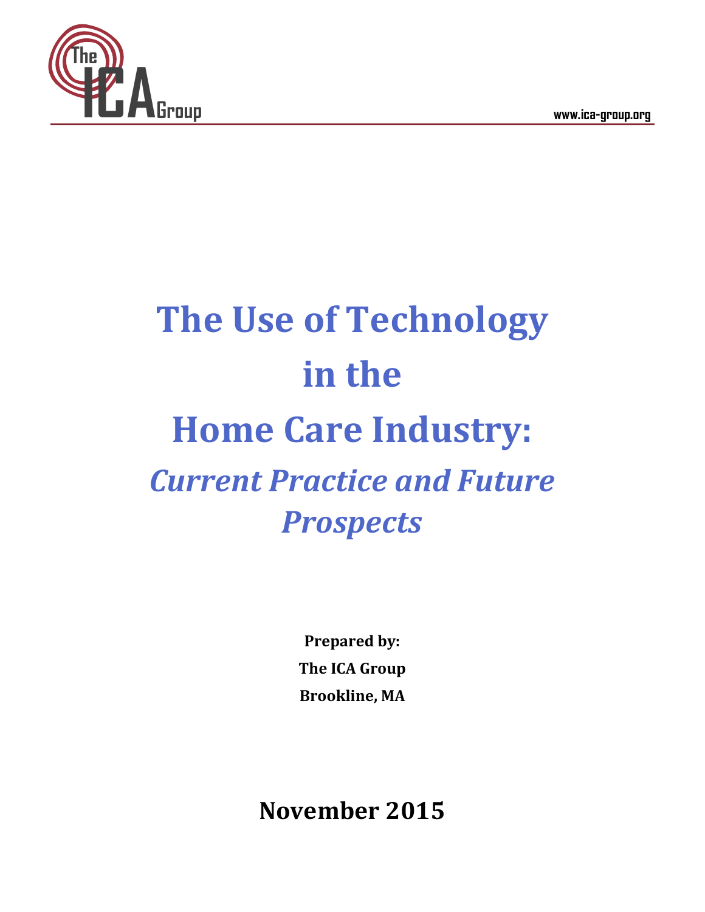The ICA Group

www.ica-group.org

# The Use of Technology in the Home Care Industry:

## *Current Practice and Future Prospects*

**Prepared by:**
**The ICA Group**
**Brookline, MA**

**November 2015**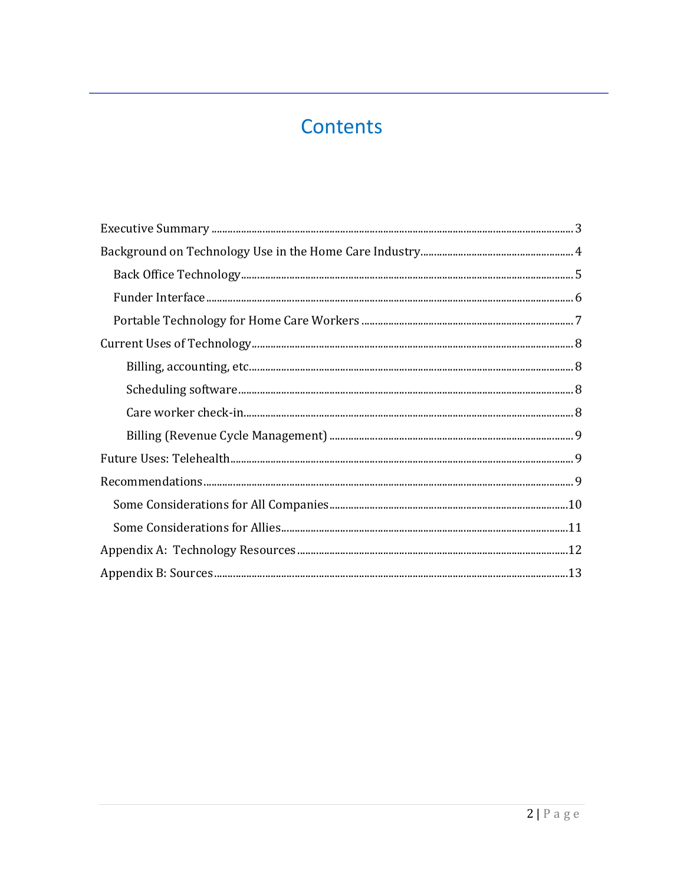# Contents

- Executive Summary ........ 3
- Background on Technology Use in the Home Care Industry ........ 4
  - Back Office Technology ........ 5
  - Funder Interface ........ 6
  - Portable Technology for Home Care Workers ........ 7
- Current Uses of Technology ........ 8
    - Billing, accounting, etc. ........ 8
    - Scheduling software ........ 8
    - Care worker check-in ........ 8
    - Billing (Revenue Cycle Management) ........ 9
- Future Uses: Telehealth ........ 9
- Recommendations ........ 9
  - Some Considerations for All Companies ........ 10
  - Some Considerations for Allies ........ 11
- Appendix A: Technology Resources ........ 12
- Appendix B: Sources ........ 13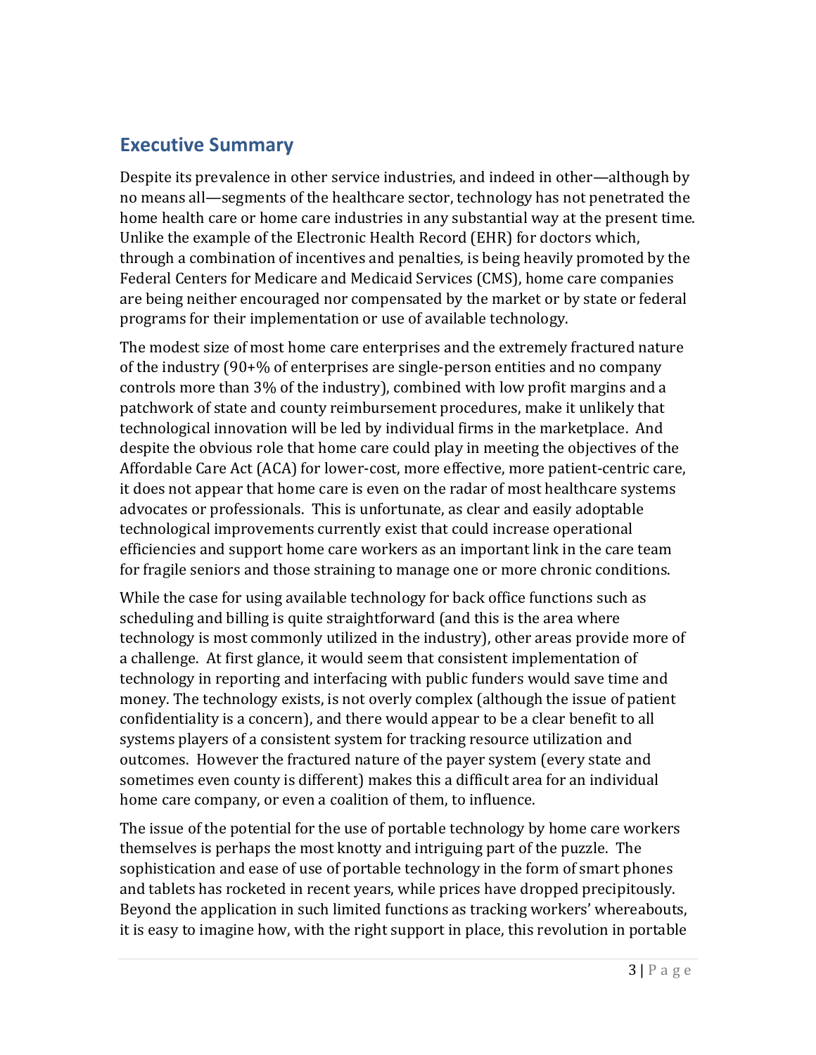## Executive Summary

Despite its prevalence in other service industries, and indeed in other—although by no means all—segments of the healthcare sector, technology has not penetrated the home health care or home care industries in any substantial way at the present time. Unlike the example of the Electronic Health Record (EHR) for doctors which, through a combination of incentives and penalties, is being heavily promoted by the Federal Centers for Medicare and Medicaid Services (CMS), home care companies are being neither encouraged nor compensated by the market or by state or federal programs for their implementation or use of available technology.

The modest size of most home care enterprises and the extremely fractured nature of the industry (90+% of enterprises are single-person entities and no company controls more than 3% of the industry), combined with low profit margins and a patchwork of state and county reimbursement procedures, make it unlikely that technological innovation will be led by individual firms in the marketplace. And despite the obvious role that home care could play in meeting the objectives of the Affordable Care Act (ACA) for lower-cost, more effective, more patient-centric care, it does not appear that home care is even on the radar of most healthcare systems advocates or professionals. This is unfortunate, as clear and easily adoptable technological improvements currently exist that could increase operational efficiencies and support home care workers as an important link in the care team for fragile seniors and those straining to manage one or more chronic conditions.

While the case for using available technology for back office functions such as scheduling and billing is quite straightforward (and this is the area where technology is most commonly utilized in the industry), other areas provide more of a challenge. At first glance, it would seem that consistent implementation of technology in reporting and interfacing with public funders would save time and money. The technology exists, is not overly complex (although the issue of patient confidentiality is a concern), and there would appear to be a clear benefit to all systems players of a consistent system for tracking resource utilization and outcomes. However the fractured nature of the payer system (every state and sometimes even county is different) makes this a difficult area for an individual home care company, or even a coalition of them, to influence.

The issue of the potential for the use of portable technology by home care workers themselves is perhaps the most knotty and intriguing part of the puzzle. The sophistication and ease of use of portable technology in the form of smart phones and tablets has rocketed in recent years, while prices have dropped precipitously. Beyond the application in such limited functions as tracking workers' whereabouts, it is easy to imagine how, with the right support in place, this revolution in portable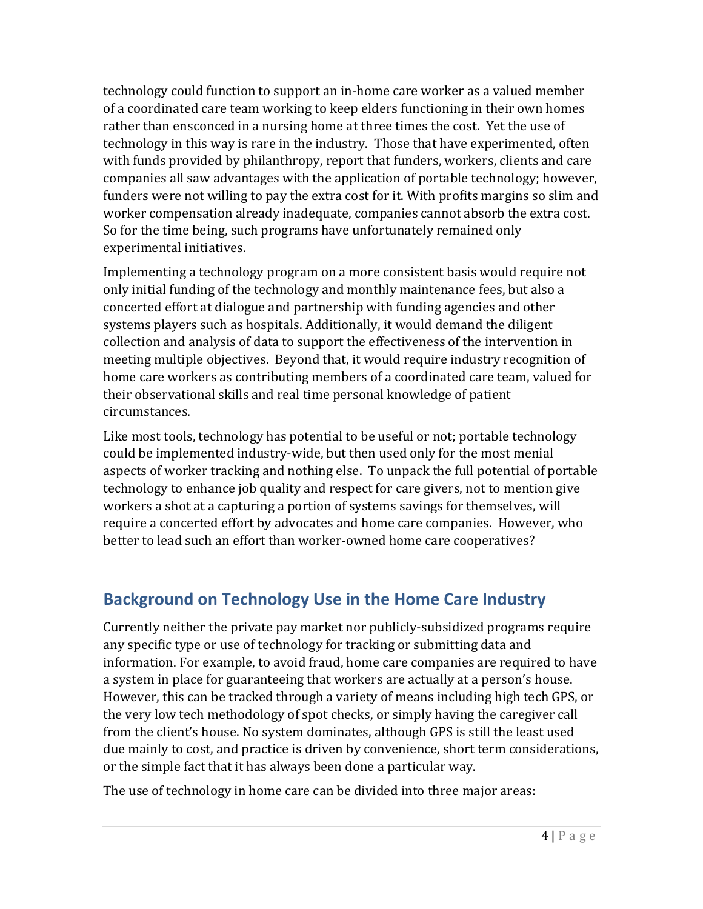technology could function to support an in-home care worker as a valued member of a coordinated care team working to keep elders functioning in their own homes rather than ensconced in a nursing home at three times the cost. Yet the use of technology in this way is rare in the industry. Those that have experimented, often with funds provided by philanthropy, report that funders, workers, clients and care companies all saw advantages with the application of portable technology; however, funders were not willing to pay the extra cost for it. With profits margins so slim and worker compensation already inadequate, companies cannot absorb the extra cost. So for the time being, such programs have unfortunately remained only experimental initiatives.

Implementing a technology program on a more consistent basis would require not only initial funding of the technology and monthly maintenance fees, but also a concerted effort at dialogue and partnership with funding agencies and other systems players such as hospitals. Additionally, it would demand the diligent collection and analysis of data to support the effectiveness of the intervention in meeting multiple objectives. Beyond that, it would require industry recognition of home care workers as contributing members of a coordinated care team, valued for their observational skills and real time personal knowledge of patient circumstances.

Like most tools, technology has potential to be useful or not; portable technology could be implemented industry-wide, but then used only for the most menial aspects of worker tracking and nothing else. To unpack the full potential of portable technology to enhance job quality and respect for care givers, not to mention give workers a shot at a capturing a portion of systems savings for themselves, will require a concerted effort by advocates and home care companies. However, who better to lead such an effort than worker-owned home care cooperatives?

## Background on Technology Use in the Home Care Industry

Currently neither the private pay market nor publicly-subsidized programs require any specific type or use of technology for tracking or submitting data and information. For example, to avoid fraud, home care companies are required to have a system in place for guaranteeing that workers are actually at a person's house. However, this can be tracked through a variety of means including high tech GPS, or the very low tech methodology of spot checks, or simply having the caregiver call from the client's house. No system dominates, although GPS is still the least used due mainly to cost, and practice is driven by convenience, short term considerations, or the simple fact that it has always been done a particular way.

The use of technology in home care can be divided into three major areas: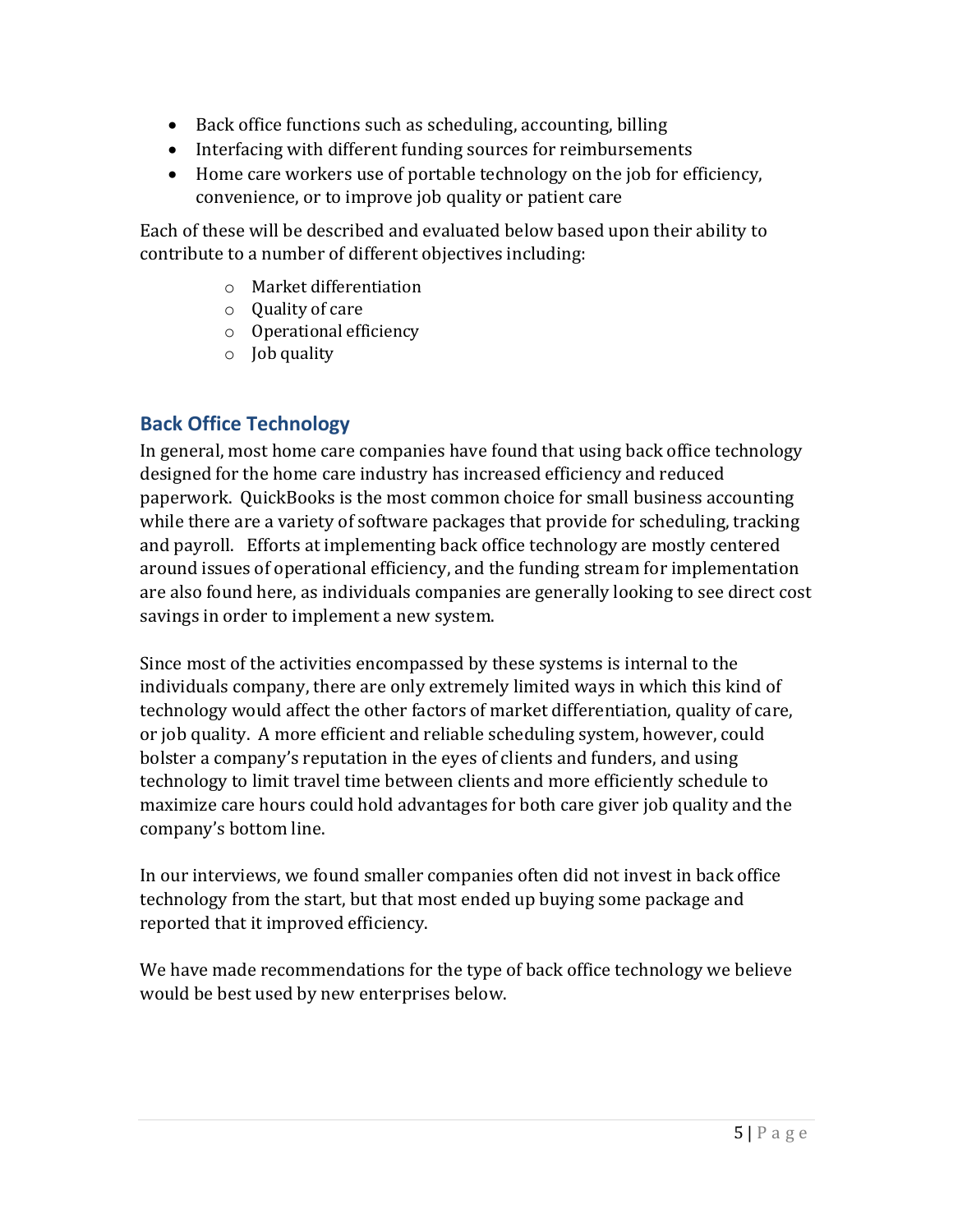- Back office functions such as scheduling, accounting, billing
- Interfacing with different funding sources for reimbursements
- Home care workers use of portable technology on the job for efficiency, convenience, or to improve job quality or patient care

Each of these will be described and evaluated below based upon their ability to contribute to a number of different objectives including:

- Market differentiation
- Quality of care
- Operational efficiency
- Job quality

## Back Office Technology

In general, most home care companies have found that using back office technology designed for the home care industry has increased efficiency and reduced paperwork. QuickBooks is the most common choice for small business accounting while there are a variety of software packages that provide for scheduling, tracking and payroll. Efforts at implementing back office technology are mostly centered around issues of operational efficiency, and the funding stream for implementation are also found here, as individuals companies are generally looking to see direct cost savings in order to implement a new system.

Since most of the activities encompassed by these systems is internal to the individuals company, there are only extremely limited ways in which this kind of technology would affect the other factors of market differentiation, quality of care, or job quality. A more efficient and reliable scheduling system, however, could bolster a company's reputation in the eyes of clients and funders, and using technology to limit travel time between clients and more efficiently schedule to maximize care hours could hold advantages for both care giver job quality and the company's bottom line.

In our interviews, we found smaller companies often did not invest in back office technology from the start, but that most ended up buying some package and reported that it improved efficiency.

We have made recommendations for the type of back office technology we believe would be best used by new enterprises below.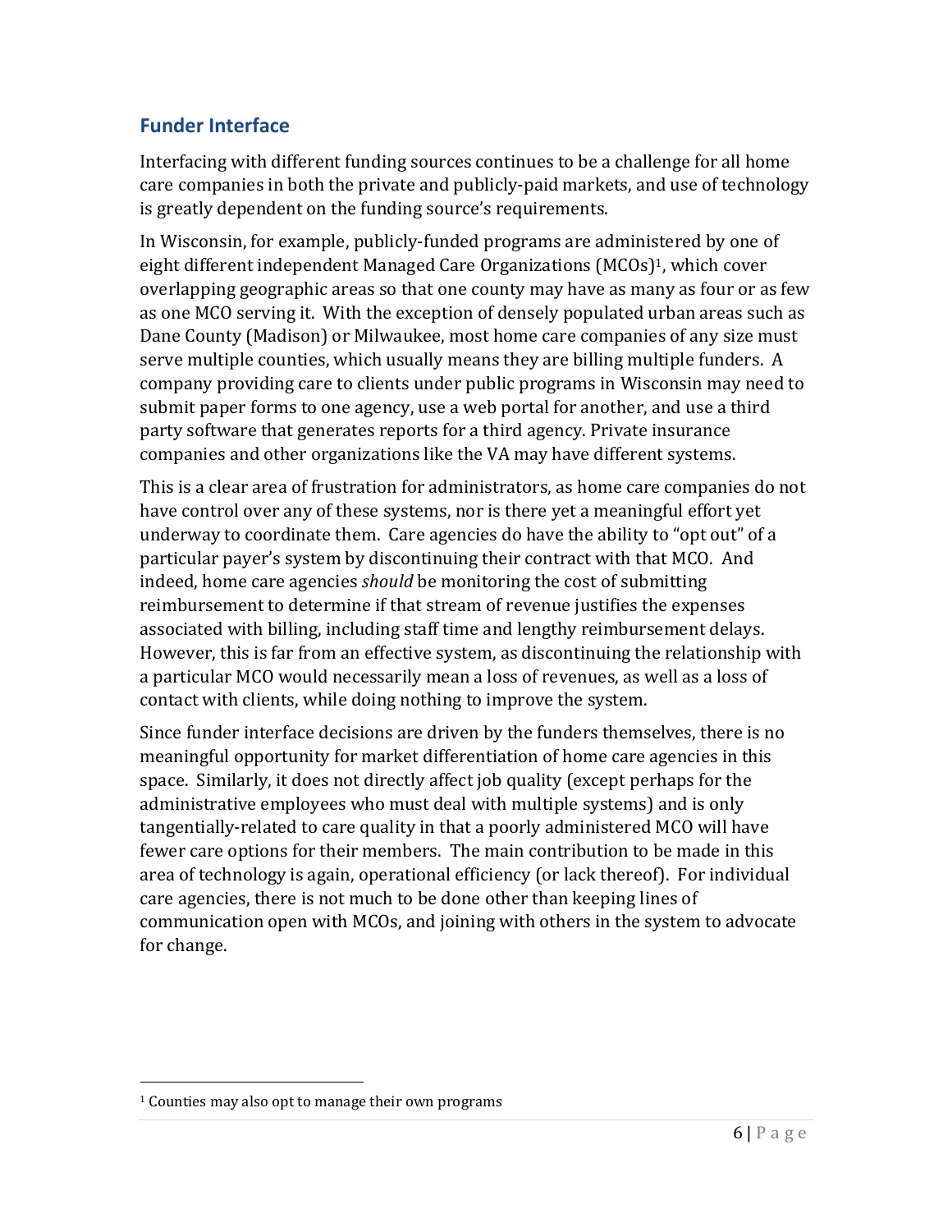## Funder Interface

Interfacing with different funding sources continues to be a challenge for all home care companies in both the private and publicly-paid markets, and use of technology is greatly dependent on the funding source's requirements.

In Wisconsin, for example, publicly-funded programs are administered by one of eight different independent Managed Care Organizations (MCOs)[1], which cover overlapping geographic areas so that one county may have as many as four or as few as one MCO serving it. With the exception of densely populated urban areas such as Dane County (Madison) or Milwaukee, most home care companies of any size must serve multiple counties, which usually means they are billing multiple funders. A company providing care to clients under public programs in Wisconsin may need to submit paper forms to one agency, use a web portal for another, and use a third party software that generates reports for a third agency. Private insurance companies and other organizations like the VA may have different systems.

This is a clear area of frustration for administrators, as home care companies do not have control over any of these systems, nor is there yet a meaningful effort yet underway to coordinate them. Care agencies do have the ability to "opt out" of a particular payer's system by discontinuing their contract with that MCO. And indeed, home care agencies *should* be monitoring the cost of submitting reimbursement to determine if that stream of revenue justifies the expenses associated with billing, including staff time and lengthy reimbursement delays. However, this is far from an effective system, as discontinuing the relationship with a particular MCO would necessarily mean a loss of revenues, as well as a loss of contact with clients, while doing nothing to improve the system.

Since funder interface decisions are driven by the funders themselves, there is no meaningful opportunity for market differentiation of home care agencies in this space. Similarly, it does not directly affect job quality (except perhaps for the administrative employees who must deal with multiple systems) and is only tangentially-related to care quality in that a poorly administered MCO will have fewer care options for their members. The main contribution to be made in this area of technology is again, operational efficiency (or lack thereof). For individual care agencies, there is not much to be done other than keeping lines of communication open with MCOs, and joining with others in the system to advocate for change.

---

[1] Counties may also opt to manage their own programs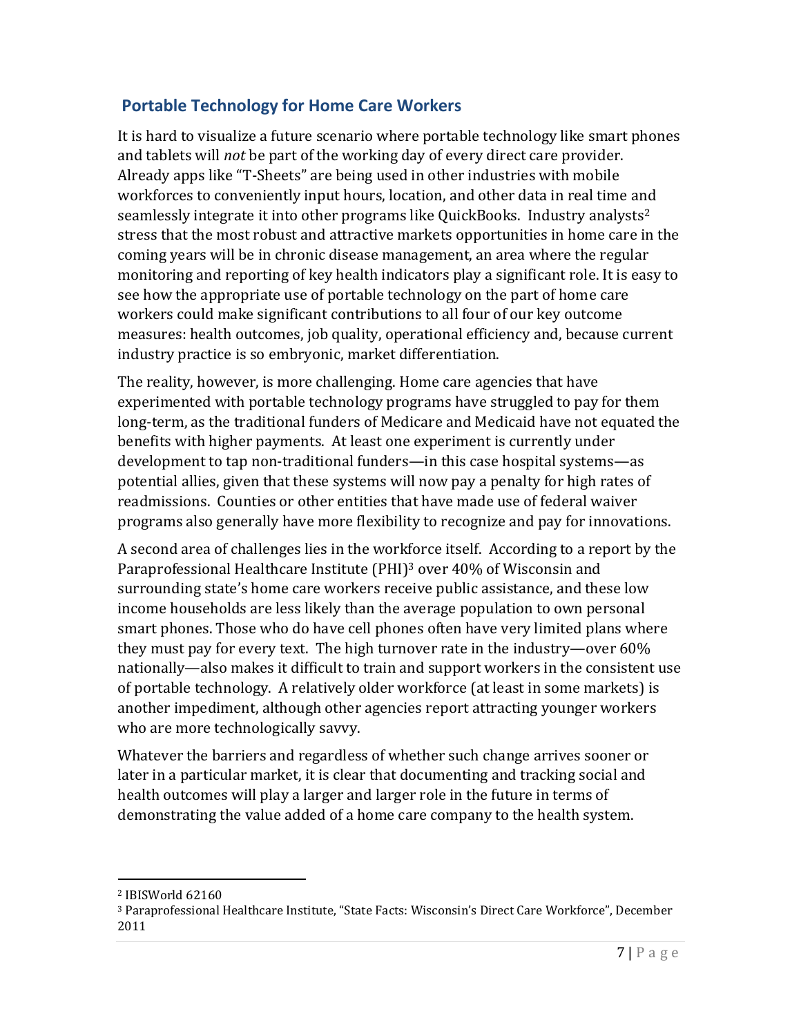## Portable Technology for Home Care Workers

It is hard to visualize a future scenario where portable technology like smart phones and tablets will *not* be part of the working day of every direct care provider. Already apps like "T-Sheets" are being used in other industries with mobile workforces to conveniently input hours, location, and other data in real time and seamlessly integrate it into other programs like QuickBooks. Industry analysts[2] stress that the most robust and attractive markets opportunities in home care in the coming years will be in chronic disease management, an area where the regular monitoring and reporting of key health indicators play a significant role. It is easy to see how the appropriate use of portable technology on the part of home care workers could make significant contributions to all four of our key outcome measures: health outcomes, job quality, operational efficiency and, because current industry practice is so embryonic, market differentiation.

The reality, however, is more challenging. Home care agencies that have experimented with portable technology programs have struggled to pay for them long-term, as the traditional funders of Medicare and Medicaid have not equated the benefits with higher payments. At least one experiment is currently under development to tap non-traditional funders—in this case hospital systems—as potential allies, given that these systems will now pay a penalty for high rates of readmissions. Counties or other entities that have made use of federal waiver programs also generally have more flexibility to recognize and pay for innovations.

A second area of challenges lies in the workforce itself. According to a report by the Paraprofessional Healthcare Institute (PHI)[3] over 40% of Wisconsin and surrounding state's home care workers receive public assistance, and these low income households are less likely than the average population to own personal smart phones. Those who do have cell phones often have very limited plans where they must pay for every text. The high turnover rate in the industry—over 60% nationally—also makes it difficult to train and support workers in the consistent use of portable technology. A relatively older workforce (at least in some markets) is another impediment, although other agencies report attracting younger workers who are more technologically savvy.

Whatever the barriers and regardless of whether such change arrives sooner or later in a particular market, it is clear that documenting and tracking social and health outcomes will play a larger and larger role in the future in terms of demonstrating the value added of a home care company to the health system.

---

[2] IBISWorld 62160

[3] Paraprofessional Healthcare Institute, "State Facts: Wisconsin's Direct Care Workforce", December 2011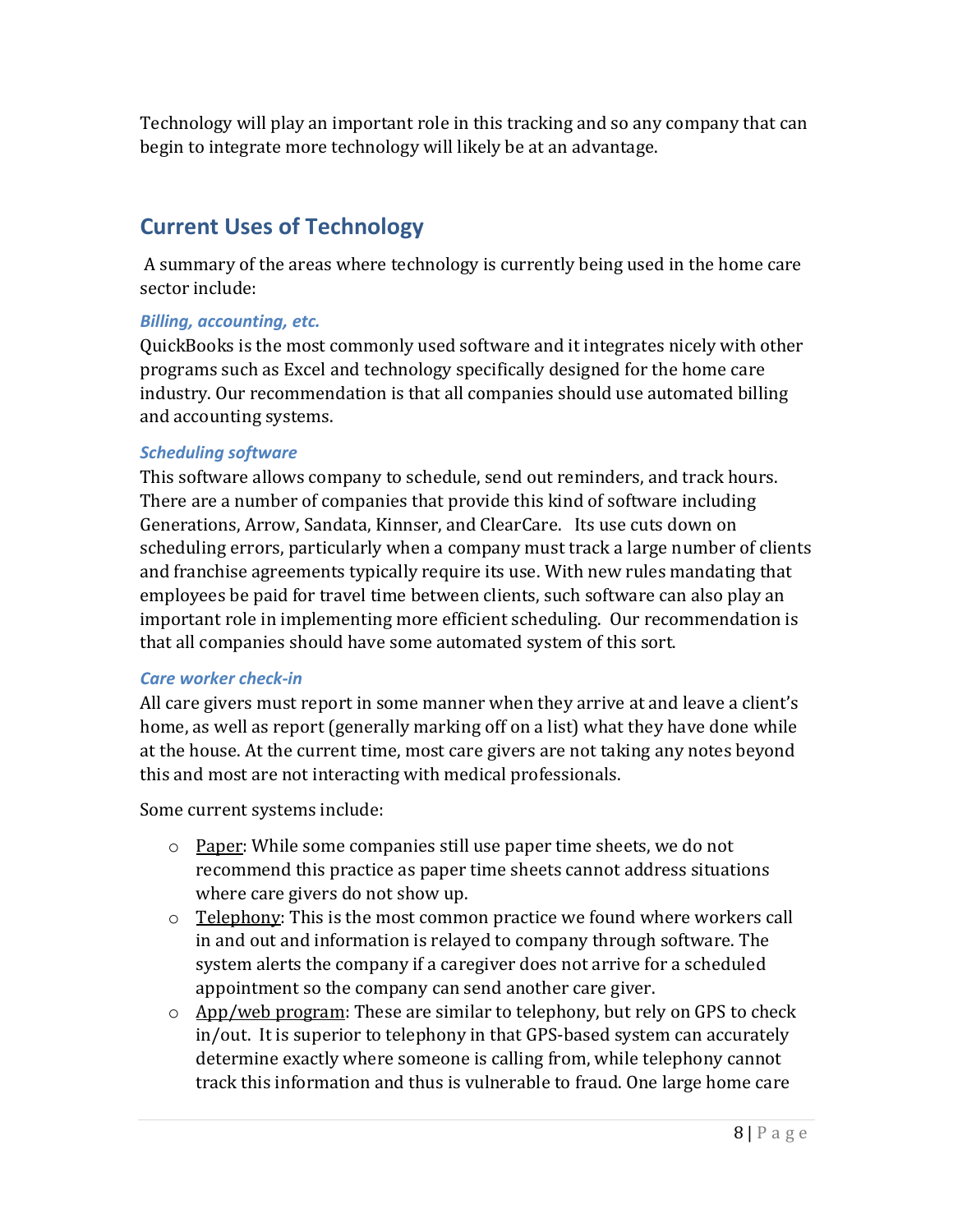Technology will play an important role in this tracking and so any company that can begin to integrate more technology will likely be at an advantage.

## Current Uses of Technology

A summary of the areas where technology is currently being used in the home care sector include:

### *Billing, accounting, etc.*

QuickBooks is the most commonly used software and it integrates nicely with other programs such as Excel and technology specifically designed for the home care industry. Our recommendation is that all companies should use automated billing and accounting systems.

### *Scheduling software*

This software allows company to schedule, send out reminders, and track hours. There are a number of companies that provide this kind of software including Generations, Arrow, Sandata, Kinnser, and ClearCare. Its use cuts down on scheduling errors, particularly when a company must track a large number of clients and franchise agreements typically require its use. With new rules mandating that employees be paid for travel time between clients, such software can also play an important role in implementing more efficient scheduling. Our recommendation is that all companies should have some automated system of this sort.

### *Care worker check-in*

All care givers must report in some manner when they arrive at and leave a client's home, as well as report (generally marking off on a list) what they have done while at the house. At the current time, most care givers are not taking any notes beyond this and most are not interacting with medical professionals.

Some current systems include:

- Paper: While some companies still use paper time sheets, we do not recommend this practice as paper time sheets cannot address situations where care givers do not show up.
- Telephony: This is the most common practice we found where workers call in and out and information is relayed to company through software. The system alerts the company if a caregiver does not arrive for a scheduled appointment so the company can send another care giver.
- App/web program: These are similar to telephony, but rely on GPS to check in/out. It is superior to telephony in that GPS-based system can accurately determine exactly where someone is calling from, while telephony cannot track this information and thus is vulnerable to fraud. One large home care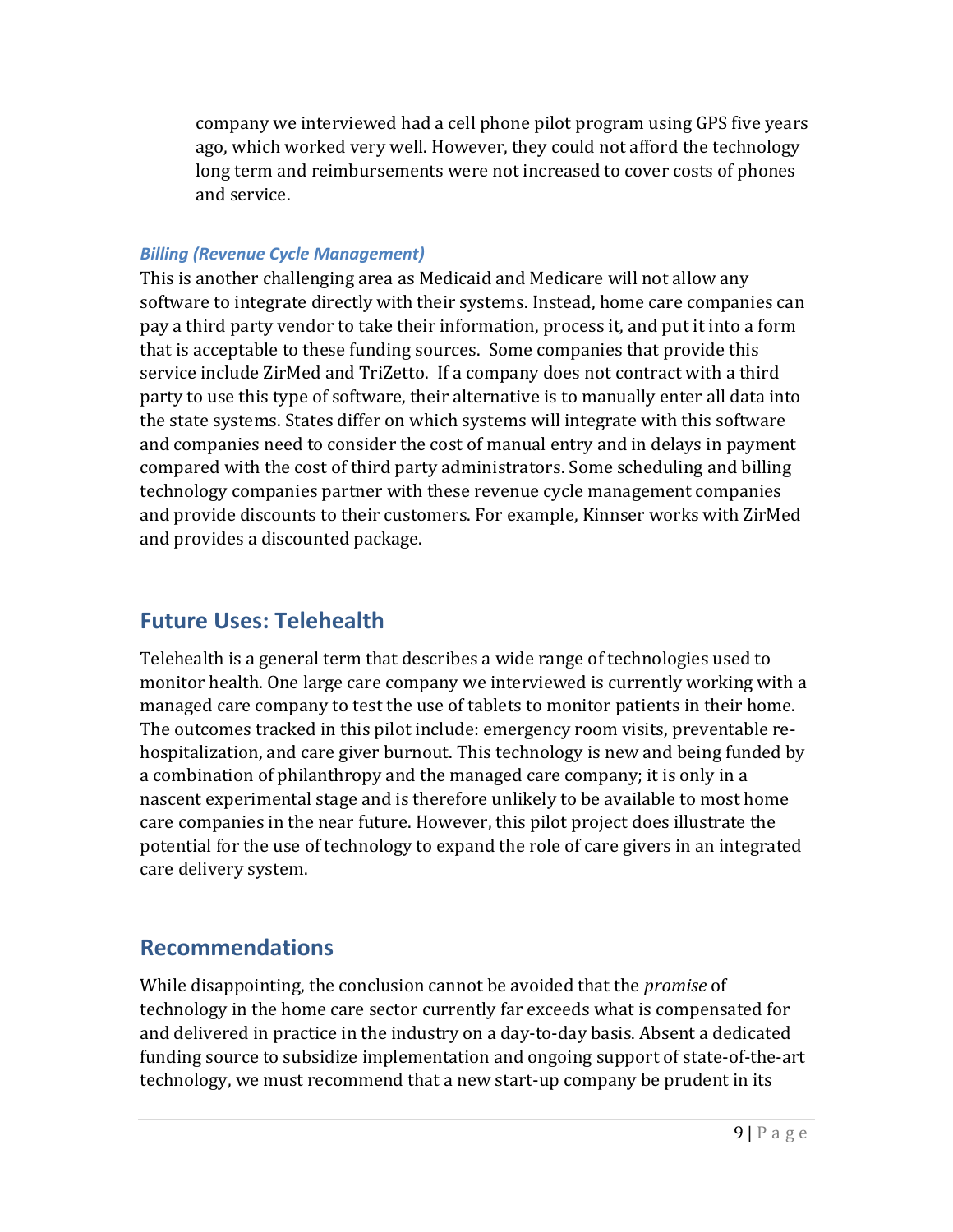company we interviewed had a cell phone pilot program using GPS five years ago, which worked very well. However, they could not afford the technology long term and reimbursements were not increased to cover costs of phones and service.

### *Billing (Revenue Cycle Management)*

This is another challenging area as Medicaid and Medicare will not allow any software to integrate directly with their systems. Instead, home care companies can pay a third party vendor to take their information, process it, and put it into a form that is acceptable to these funding sources. Some companies that provide this service include ZirMed and TriZetto. If a company does not contract with a third party to use this type of software, their alternative is to manually enter all data into the state systems. States differ on which systems will integrate with this software and companies need to consider the cost of manual entry and in delays in payment compared with the cost of third party administrators. Some scheduling and billing technology companies partner with these revenue cycle management companies and provide discounts to their customers. For example, Kinnser works with ZirMed and provides a discounted package.

## Future Uses: Telehealth

Telehealth is a general term that describes a wide range of technologies used to monitor health. One large care company we interviewed is currently working with a managed care company to test the use of tablets to monitor patients in their home. The outcomes tracked in this pilot include: emergency room visits, preventable re-hospitalization, and care giver burnout. This technology is new and being funded by a combination of philanthropy and the managed care company; it is only in a nascent experimental stage and is therefore unlikely to be available to most home care companies in the near future. However, this pilot project does illustrate the potential for the use of technology to expand the role of care givers in an integrated care delivery system.

## Recommendations

While disappointing, the conclusion cannot be avoided that the *promise* of technology in the home care sector currently far exceeds what is compensated for and delivered in practice in the industry on a day-to-day basis. Absent a dedicated funding source to subsidize implementation and ongoing support of state-of-the-art technology, we must recommend that a new start-up company be prudent in its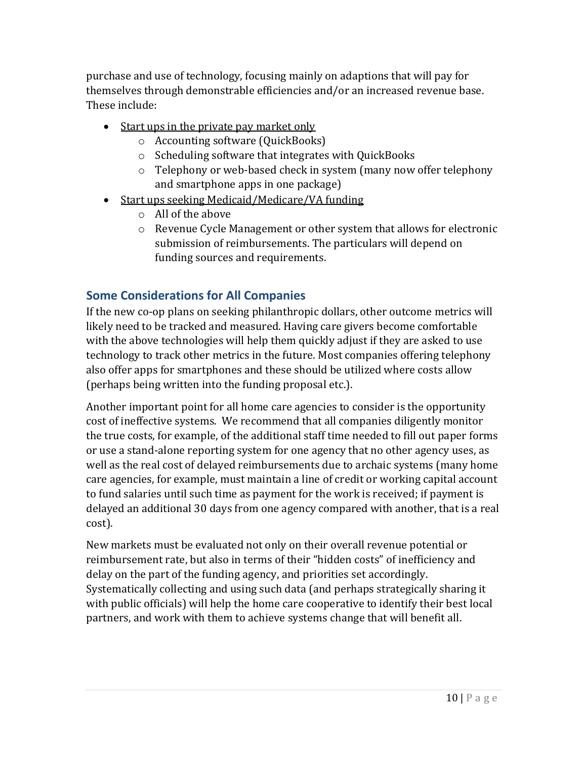purchase and use of technology, focusing mainly on adaptions that will pay for themselves through demonstrable efficiencies and/or an increased revenue base. These include:

- <u>Start ups in the private pay market only</u>
  - Accounting software (QuickBooks)
  - Scheduling software that integrates with QuickBooks
  - Telephony or web-based check in system (many now offer telephony and smartphone apps in one package)
- <u>Start ups seeking Medicaid/Medicare/VA funding</u>
  - All of the above
  - Revenue Cycle Management or other system that allows for electronic submission of reimbursements. The particulars will depend on funding sources and requirements.

## Some Considerations for All Companies

If the new co-op plans on seeking philanthropic dollars, other outcome metrics will likely need to be tracked and measured. Having care givers become comfortable with the above technologies will help them quickly adjust if they are asked to use technology to track other metrics in the future. Most companies offering telephony also offer apps for smartphones and these should be utilized where costs allow (perhaps being written into the funding proposal etc.).

Another important point for all home care agencies to consider is the opportunity cost of ineffective systems. We recommend that all companies diligently monitor the true costs, for example, of the additional staff time needed to fill out paper forms or use a stand-alone reporting system for one agency that no other agency uses, as well as the real cost of delayed reimbursements due to archaic systems (many home care agencies, for example, must maintain a line of credit or working capital account to fund salaries until such time as payment for the work is received; if payment is delayed an additional 30 days from one agency compared with another, that is a real cost).

New markets must be evaluated not only on their overall revenue potential or reimbursement rate, but also in terms of their "hidden costs" of inefficiency and delay on the part of the funding agency, and priorities set accordingly. Systematically collecting and using such data (and perhaps strategically sharing it with public officials) will help the home care cooperative to identify their best local partners, and work with them to achieve systems change that will benefit all.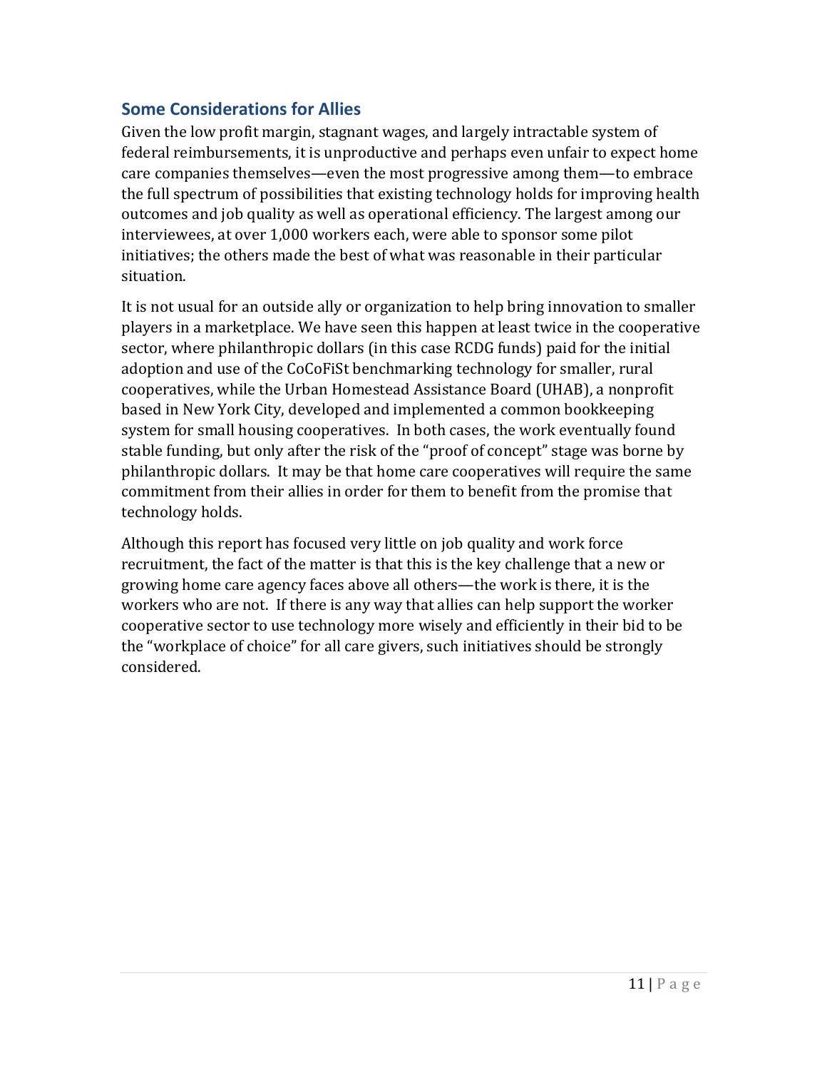## Some Considerations for Allies

Given the low profit margin, stagnant wages, and largely intractable system of federal reimbursements, it is unproductive and perhaps even unfair to expect home care companies themselves—even the most progressive among them—to embrace the full spectrum of possibilities that existing technology holds for improving health outcomes and job quality as well as operational efficiency. The largest among our interviewees, at over 1,000 workers each, were able to sponsor some pilot initiatives; the others made the best of what was reasonable in their particular situation.

It is not usual for an outside ally or organization to help bring innovation to smaller players in a marketplace. We have seen this happen at least twice in the cooperative sector, where philanthropic dollars (in this case RCDG funds) paid for the initial adoption and use of the CoCoFiSt benchmarking technology for smaller, rural cooperatives, while the Urban Homestead Assistance Board (UHAB), a nonprofit based in New York City, developed and implemented a common bookkeeping system for small housing cooperatives. In both cases, the work eventually found stable funding, but only after the risk of the "proof of concept" stage was borne by philanthropic dollars. It may be that home care cooperatives will require the same commitment from their allies in order for them to benefit from the promise that technology holds.

Although this report has focused very little on job quality and work force recruitment, the fact of the matter is that this is the key challenge that a new or growing home care agency faces above all others—the work is there, it is the workers who are not. If there is any way that allies can help support the worker cooperative sector to use technology more wisely and efficiently in their bid to be the "workplace of choice" for all care givers, such initiatives should be strongly considered.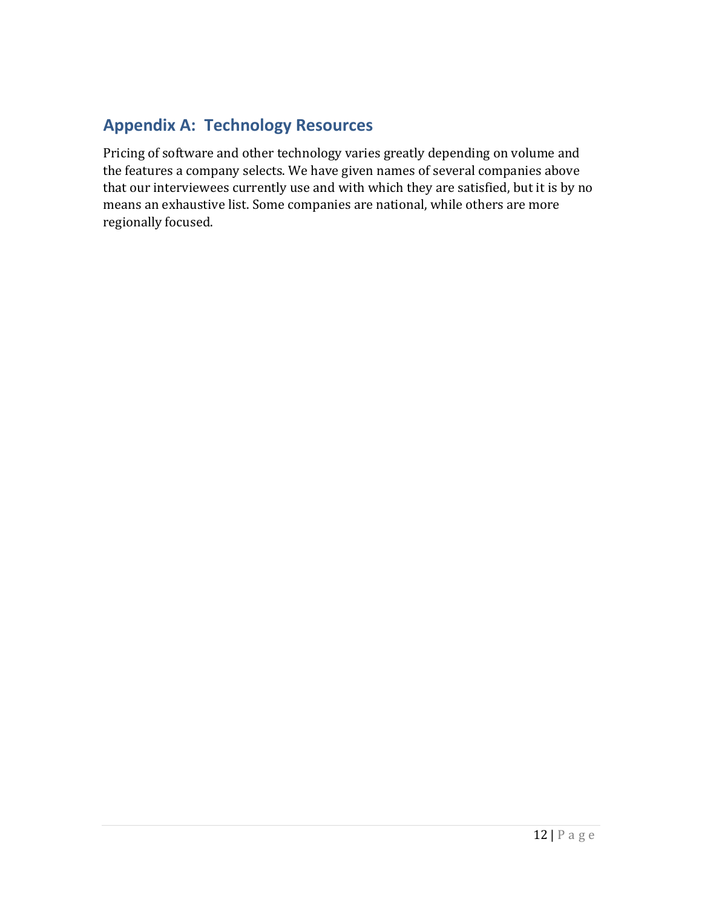## Appendix A: Technology Resources

Pricing of software and other technology varies greatly depending on volume and the features a company selects. We have given names of several companies above that our interviewees currently use and with which they are satisfied, but it is by no means an exhaustive list. Some companies are national, while others are more regionally focused.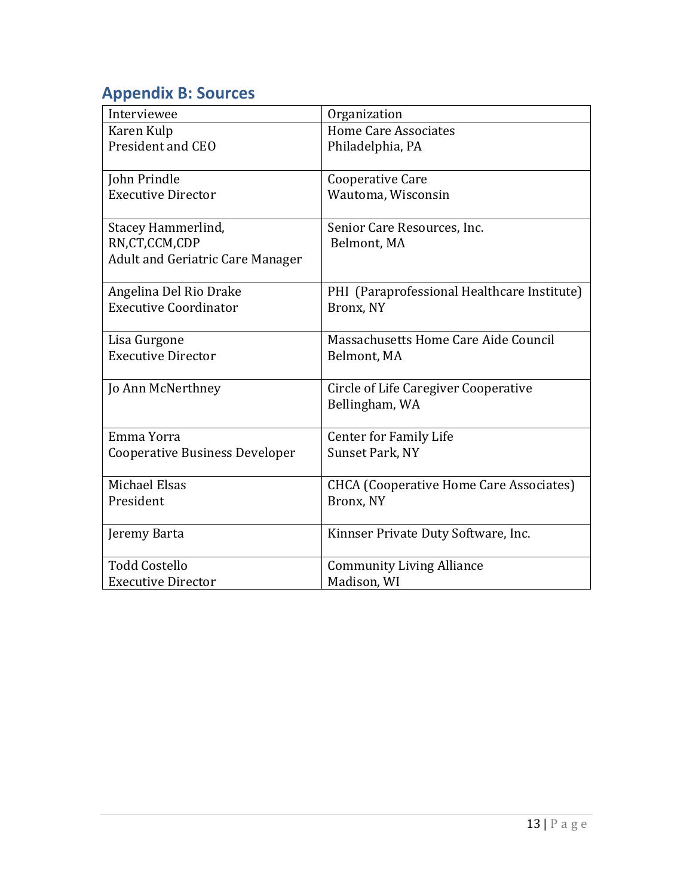## Appendix B: Sources

| Interviewee | Organization |
|---|---|
| Karen Kulp<br>President and CEO | Home Care Associates<br>Philadelphia, PA |
| John Prindle<br>Executive Director | Cooperative Care<br>Wautoma, Wisconsin |
| Stacey Hammerlind, RN,CT,CCM,CDP<br>Adult and Geriatric Care Manager | Senior Care Resources, Inc.<br>Belmont, MA |
| Angelina Del Rio Drake<br>Executive Coordinator | PHI (Paraprofessional Healthcare Institute)<br>Bronx, NY |
| Lisa Gurgone<br>Executive Director | Massachusetts Home Care Aide Council<br>Belmont, MA |
| Jo Ann McNerthney | Circle of Life Caregiver Cooperative<br>Bellingham, WA |
| Emma Yorra<br>Cooperative Business Developer | Center for Family Life<br>Sunset Park, NY |
| Michael Elsas<br>President | CHCA (Cooperative Home Care Associates)<br>Bronx, NY |
| Jeremy Barta | Kinnser Private Duty Software, Inc. |
| Todd Costello<br>Executive Director | Community Living Alliance<br>Madison, WI |